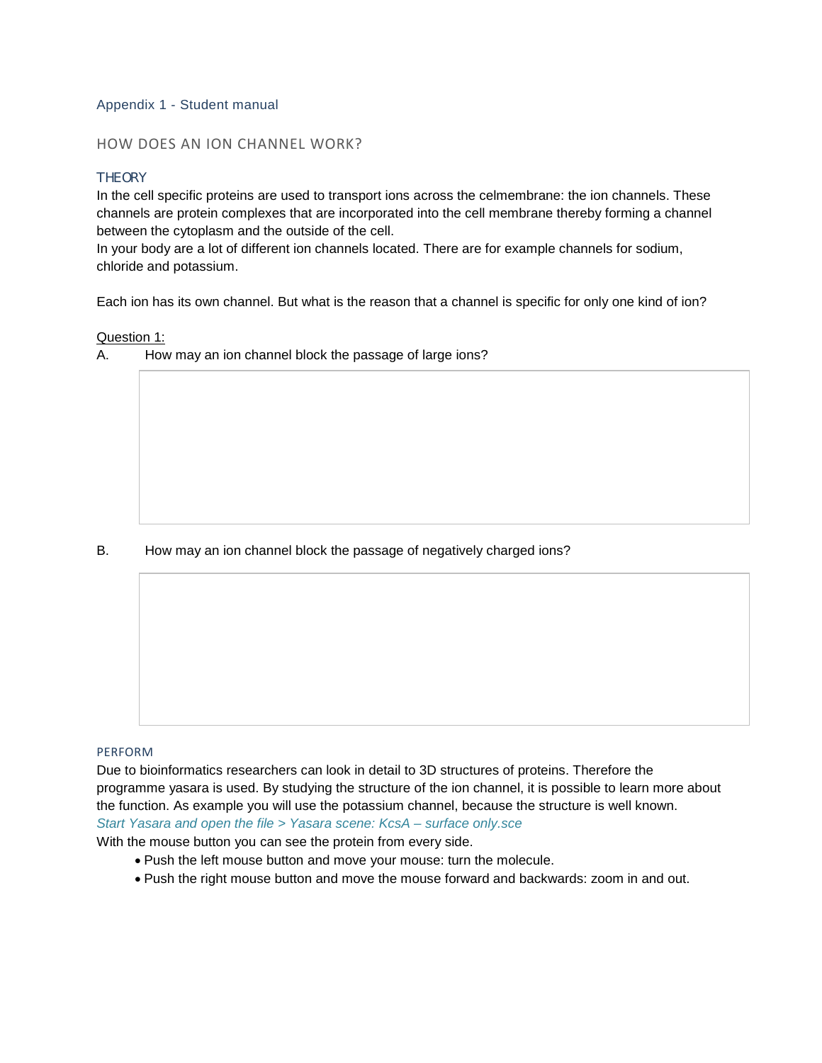Appendix 1 - Student manual

# HOW DOES AN ION CHANNEL WORK?

## THEORY

In the cell specific proteins are used to transport ions across the celmembrane: the ion channels. These channels are protein complexes that are incorporated into the cell membrane thereby forming a channel between the cytoplasm and the outside of the cell.
In your body are a lot of different ion channels located. There are for example channels for sodium, chloride and potassium.

Each ion has its own channel. But what is the reason that a channel is specific for only one kind of ion?

<u>Question 1:</u>

A. How may an ion channel block the passage of large ions?

B. How may an ion channel block the passage of negatively charged ions?

## PERFORM

Due to bioinformatics researchers can look in detail to 3D structures of proteins. Therefore the programme yasara is used. By studying the structure of the ion channel, it is possible to learn more about the function. As example you will use the potassium channel, because the structure is well known.
*Start Yasara and open the file > Yasara scene: KcsA – surface only.sce*
With the mouse button you can see the protein from every side.

- Push the left mouse button and move your mouse: turn the molecule.
- Push the right mouse button and move the mouse forward and backwards: zoom in and out.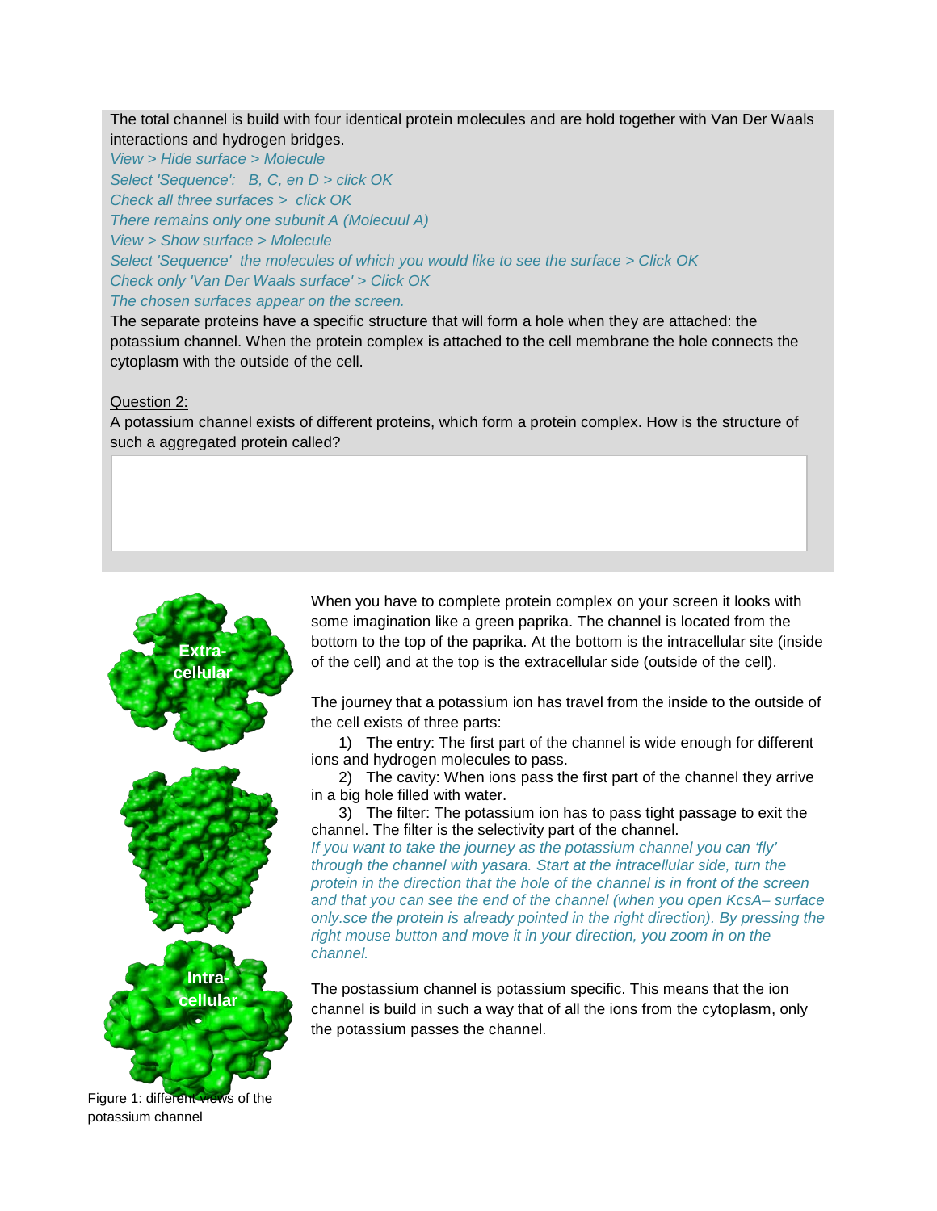The total channel is build with four identical protein molecules and are hold together with Van Der Waals interactions and hydrogen bridges.

*View > Hide surface > Molecule*
*Select 'Sequence': B, C, en D > click OK*
*Check all three surfaces > click OK*
*There remains only one subunit A (Molecuul A)*
*View > Show surface > Molecule*
*Select 'Sequence' the molecules of which you would like to see the surface > Click OK*
*Check only 'Van Der Waals surface' > Click OK*
*The chosen surfaces appear on the screen.*

The separate proteins have a specific structure that will form a hole when they are attached: the potassium channel. When the protein complex is attached to the cell membrane the hole connects the cytoplasm with the outside of the cell.

Question 2:

A potassium channel exists of different proteins, which form a protein complex. How is the structure of such a aggregated protein called?

Extra-cellular

Intra-cellular

Figure 1: different views of the potassium channel

When you have to complete protein complex on your screen it looks with some imagination like a green paprika. The channel is located from the bottom to the top of the paprika. At the bottom is the intracellular site (inside of the cell) and at the top is the extracellular side (outside of the cell).

The journey that a potassium ion has travel from the inside to the outside of the cell exists of three parts:

1) The entry: The first part of the channel is wide enough for different ions and hydrogen molecules to pass.
2) The cavity: When ions pass the first part of the channel they arrive in a big hole filled with water.
3) The filter: The potassium ion has to pass tight passage to exit the channel. The filter is the selectivity part of the channel.

*If you want to take the journey as the potassium channel you can 'fly' through the channel with yasara. Start at the intracellular side, turn the protein in the direction that the hole of the channel is in front of the screen and that you can see the end of the channel (when you open KcsA– surface only.sce the protein is already pointed in the right direction). By pressing the right mouse button and move it in your direction, you zoom in on the channel.*

The postassium channel is potassium specific. This means that the ion channel is build in such a way that of all the ions from the cytoplasm, only the potassium passes the channel.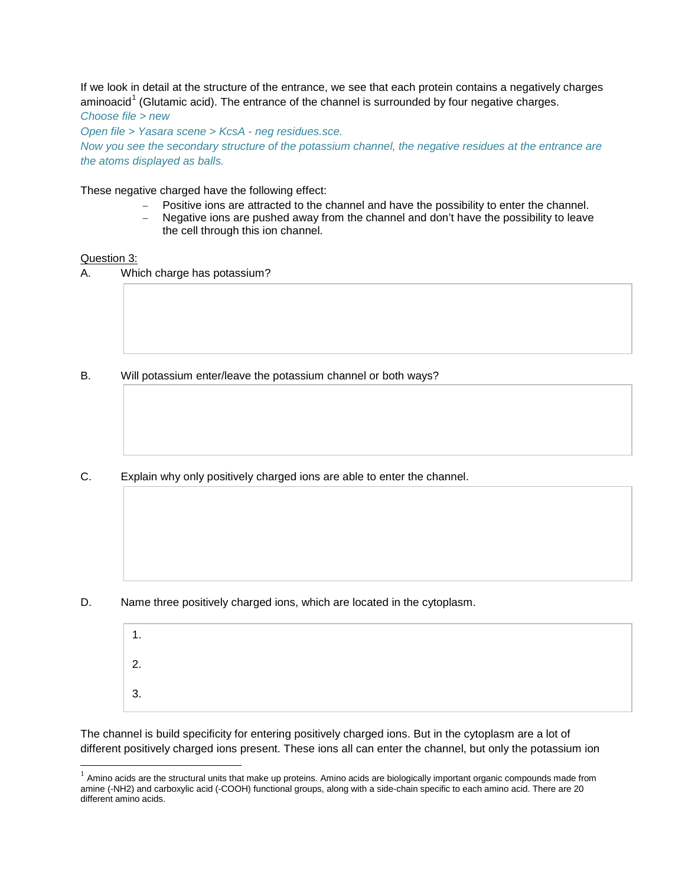If we look in detail at the structure of the entrance, we see that each protein contains a negatively charges aminoacid[1] (Glutamic acid). The entrance of the channel is surrounded by four negative charges.

*Choose file > new*

*Open file > Yasara scene > KcsA - neg residues.sce.*

*Now you see the secondary structure of the potassium channel, the negative residues at the entrance are the atoms displayed as balls.*

These negative charged have the following effect:

- Positive ions are attracted to the channel and have the possibility to enter the channel.
- Negative ions are pushed away from the channel and don't have the possibility to leave the cell through this ion channel.

<u>Question 3:</u>

A. Which charge has potassium?

B. Will potassium enter/leave the potassium channel or both ways?

C. Explain why only positively charged ions are able to enter the channel.

D. Name three positively charged ions, which are located in the cytoplasm.

1.

2.

3.

The channel is build specificity for entering positively charged ions. But in the cytoplasm are a lot of different positively charged ions present. These ions all can enter the channel, but only the potassium ion

[1] Amino acids are the structural units that make up proteins. Amino acids are biologically important organic compounds made from amine (-NH2) and carboxylic acid (-COOH) functional groups, along with a side-chain specific to each amino acid. There are 20 different amino acids.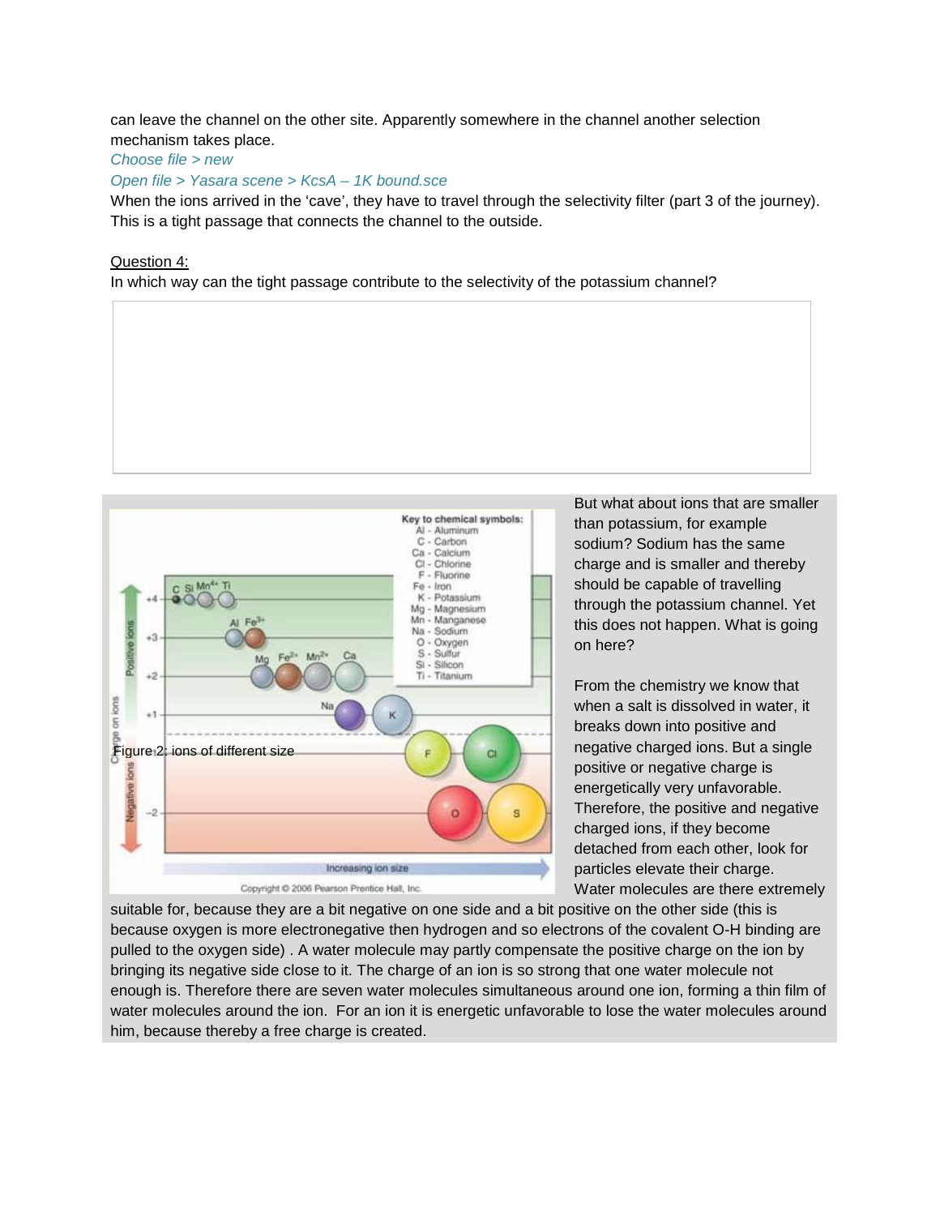can leave the channel on the other site. Apparently somewhere in the channel another selection mechanism takes place.

*Choose file > new*

*Open file > Yasara scene > KcsA – 1K bound.sce*

When the ions arrived in the 'cave', they have to travel through the selectivity filter (part 3 of the journey). This is a tight passage that connects the channel to the outside.

Question 4:

In which way can the tight passage contribute to the selectivity of the potassium channel?

Figure 2: ions of different size

But what about ions that are smaller than potassium, for example sodium? Sodium has the same charge and is smaller and thereby should be capable of travelling through the potassium channel. Yet this does not happen. What is going on here?

From the chemistry we know that when a salt is dissolved in water, it breaks down into positive and negative charged ions. But a single positive or negative charge is energetically very unfavorable. Therefore, the positive and negative charged ions, if they become detached from each other, look for particles elevate their charge. Water molecules are there extremely suitable for, because they are a bit negative on one side and a bit positive on the other side (this is because oxygen is more electronegative then hydrogen and so electrons of the covalent O-H binding are pulled to the oxygen side) . A water molecule may partly compensate the positive charge on the ion by bringing its negative side close to it. The charge of an ion is so strong that one water molecule not enough is. Therefore there are seven water molecules simultaneous around one ion, forming a thin film of water molecules around the ion. For an ion it is energetic unfavorable to lose the water molecules around him, because thereby a free charge is created.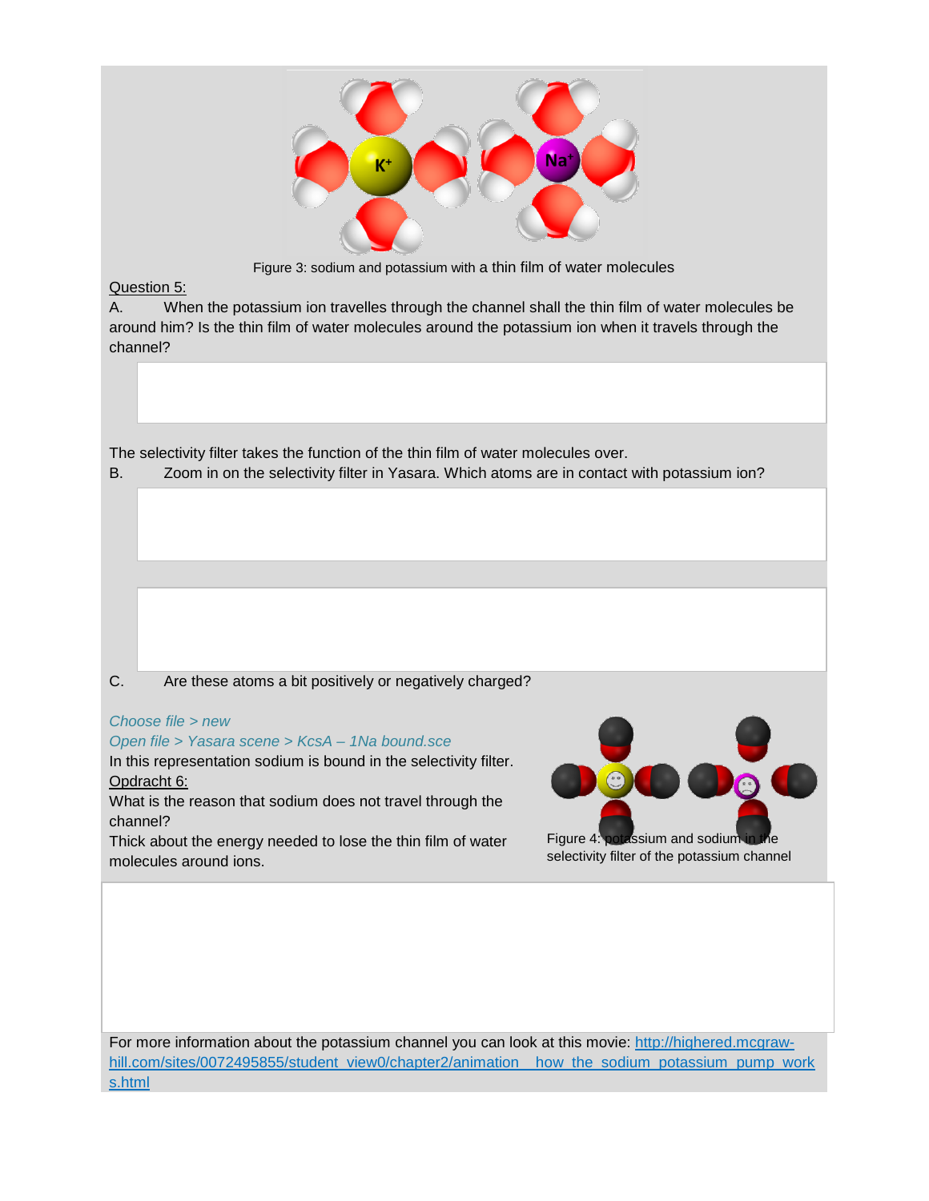Figure 3: sodium and potassium with a thin film of water molecules

Question 5:

A. When the potassium ion travelles through the channel shall the thin film of water molecules be around him? Is the thin film of water molecules around the potassium ion when it travels through the channel?

The selectivity filter takes the function of the thin film of water molecules over.

B. Zoom in on the selectivity filter in Yasara. Which atoms are in contact with potassium ion?

C. Are these atoms a bit positively or negatively charged?

*Choose file > new*

*Open file > Yasara scene > KcsA – 1Na bound.sce*

In this representation sodium is bound in the selectivity filter.

Opdracht 6:

What is the reason that sodium does not travel through the channel?

Thick about the energy needed to lose the thin film of water molecules around ions.

Figure 4: potassium and sodium in the selectivity filter of the potassium channel

For more information about the potassium channel you can look at this movie: [http://highered.mcgraw-hill.com/sites/0072495855/student_view0/chapter2/animation__how_the_sodium_potassium_pump_works.html](http://highered.mcgraw-hill.com/sites/0072495855/student_view0/chapter2/animation__how_the_sodium_potassium_pump_works.html)